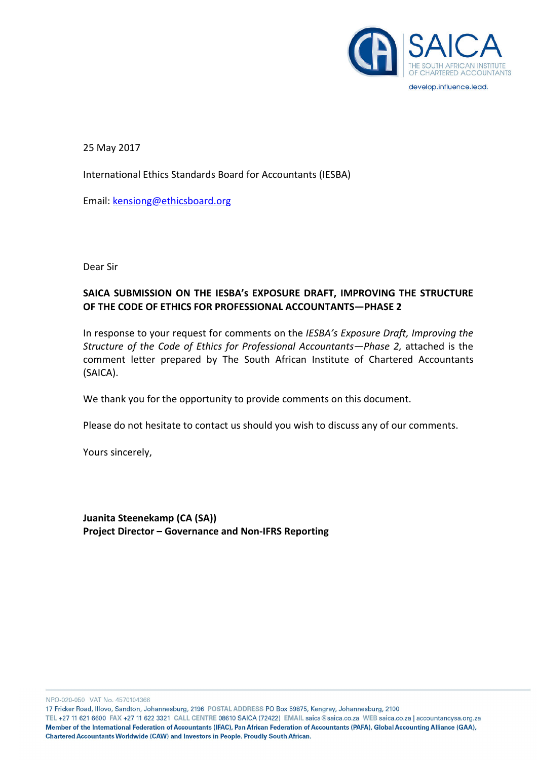25 May 2017

International Ethics Standards Board for Accountants (IESBA)

Email: kensiong@ethicsboard.org

Dear Sir

**SAICA SUBMISSION ON THE IESBA's EXPOSURE DRAFT, IMPROVING THE STRUCTURE OF THE CODE OF ETHICS FOR PROFESSIONAL ACCOUNTANTS—PHASE 2**

In response to your request for comments on the *IESBA's Exposure Draft, Improving the Structure of the Code of Ethics for Professional Accountants—Phase 2,* attached is the comment letter prepared by The South African Institute of Chartered Accountants (SAICA).

We thank you for the opportunity to provide comments on this document.

Please do not hesitate to contact us should you wish to discuss any of our comments.

Yours sincerely,

**Juanita Steenekamp (CA (SA))**
**Project Director – Governance and Non-IFRS Reporting**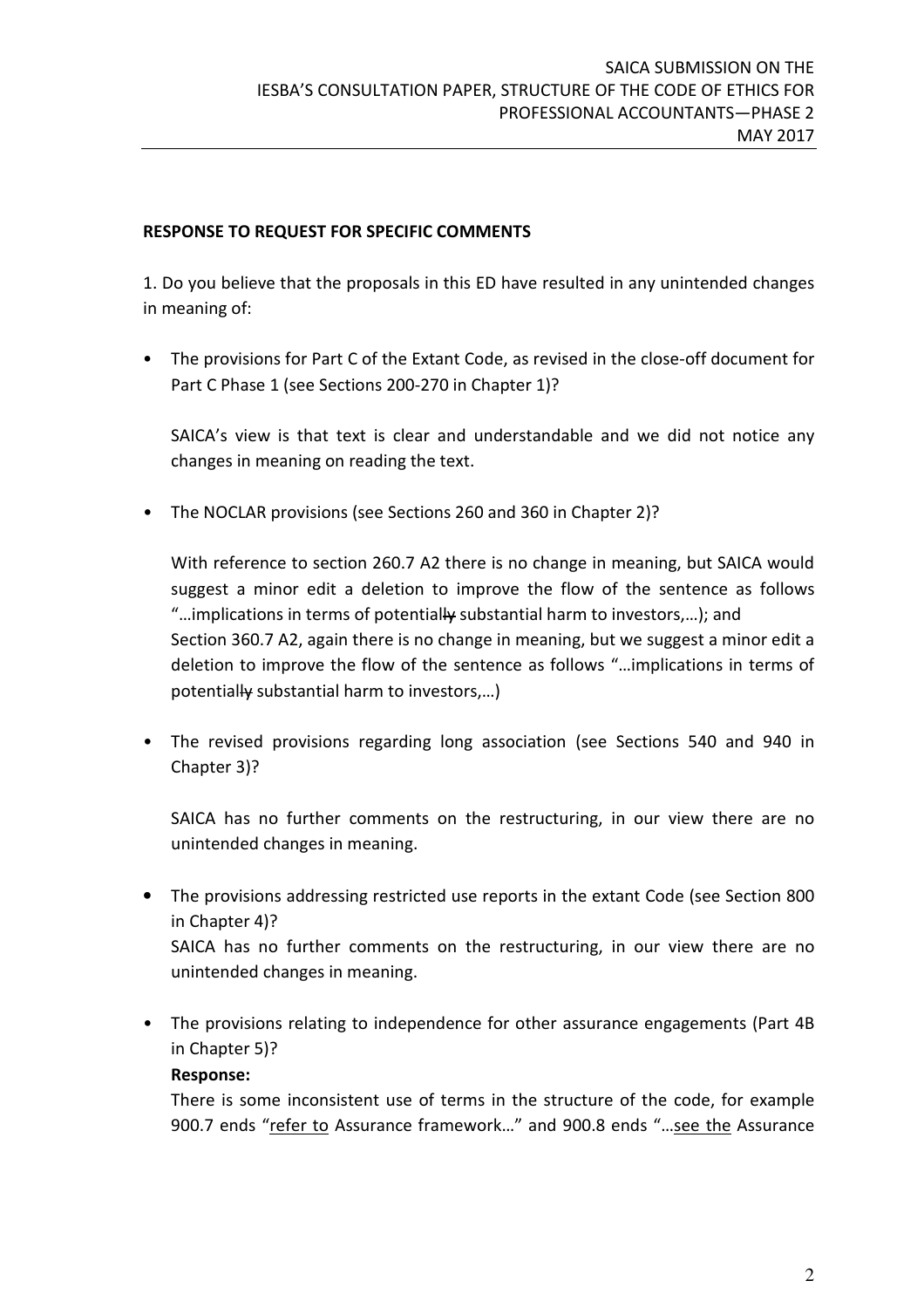**RESPONSE TO REQUEST FOR SPECIFIC COMMENTS**

1. Do you believe that the proposals in this ED have resulted in any unintended changes in meaning of:

- The provisions for Part C of the Extant Code, as revised in the close-off document for Part C Phase 1 (see Sections 200-270 in Chapter 1)?

  SAICA's view is that text is clear and understandable and we did not notice any changes in meaning on reading the text.

- The NOCLAR provisions (see Sections 260 and 360 in Chapter 2)?

  With reference to section 260.7 A2 there is no change in meaning, but SAICA would suggest a minor edit a deletion to improve the flow of the sentence as follows "…implications in terms of potential~~ly~~ substantial harm to investors,…); and Section 360.7 A2, again there is no change in meaning, but we suggest a minor edit a deletion to improve the flow of the sentence as follows "…implications in terms of potential~~ly~~ substantial harm to investors,…)

- The revised provisions regarding long association (see Sections 540 and 940 in Chapter 3)?

  SAICA has no further comments on the restructuring, in our view there are no unintended changes in meaning.

- The provisions addressing restricted use reports in the extant Code (see Section 800 in Chapter 4)?
  SAICA has no further comments on the restructuring, in our view there are no unintended changes in meaning.

- The provisions relating to independence for other assurance engagements (Part 4B in Chapter 5)?
  **Response:**
  There is some inconsistent use of terms in the structure of the code, for example 900.7 ends "<u>refer to</u> Assurance framework…" and 900.8 ends "…<u>see the</u> Assurance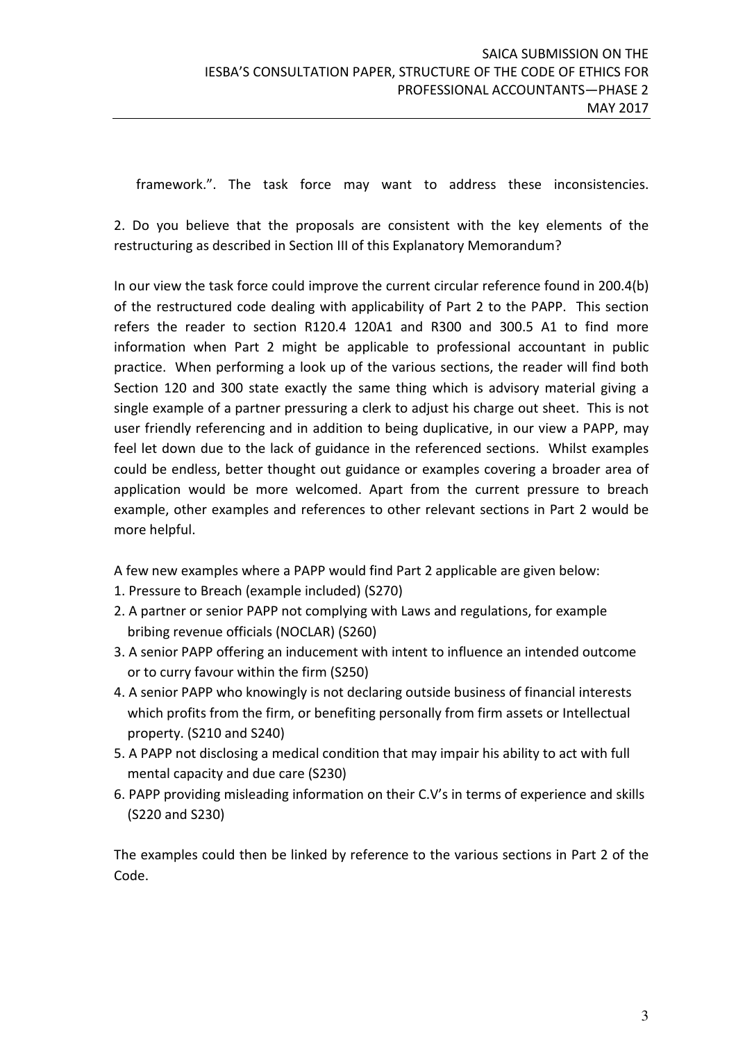framework.". The task force may want to address these inconsistencies.

2. Do you believe that the proposals are consistent with the key elements of the restructuring as described in Section III of this Explanatory Memorandum?

In our view the task force could improve the current circular reference found in 200.4(b) of the restructured code dealing with applicability of Part 2 to the PAPP. This section refers the reader to section R120.4 120A1 and R300 and 300.5 A1 to find more information when Part 2 might be applicable to professional accountant in public practice. When performing a look up of the various sections, the reader will find both Section 120 and 300 state exactly the same thing which is advisory material giving a single example of a partner pressuring a clerk to adjust his charge out sheet. This is not user friendly referencing and in addition to being duplicative, in our view a PAPP, may feel let down due to the lack of guidance in the referenced sections. Whilst examples could be endless, better thought out guidance or examples covering a broader area of application would be more welcomed. Apart from the current pressure to breach example, other examples and references to other relevant sections in Part 2 would be more helpful.

A few new examples where a PAPP would find Part 2 applicable are given below:

1. Pressure to Breach (example included) (S270)
2. A partner or senior PAPP not complying with Laws and regulations, for example bribing revenue officials (NOCLAR) (S260)
3. A senior PAPP offering an inducement with intent to influence an intended outcome or to curry favour within the firm (S250)
4. A senior PAPP who knowingly is not declaring outside business of financial interests which profits from the firm, or benefiting personally from firm assets or Intellectual property. (S210 and S240)
5. A PAPP not disclosing a medical condition that may impair his ability to act with full mental capacity and due care (S230)
6. PAPP providing misleading information on their C.V's in terms of experience and skills (S220 and S230)

The examples could then be linked by reference to the various sections in Part 2 of the Code.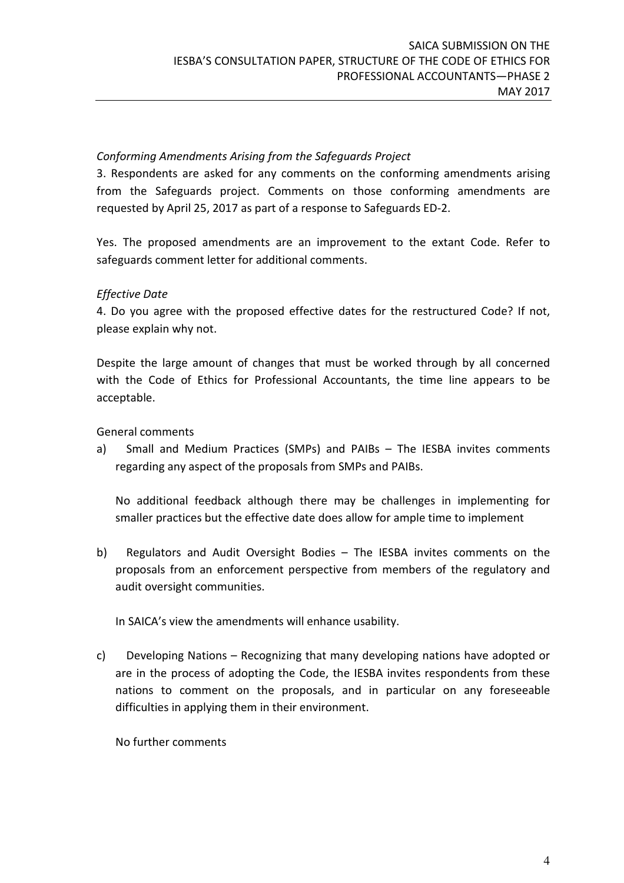*Conforming Amendments Arising from the Safeguards Project*

3. Respondents are asked for any comments on the conforming amendments arising from the Safeguards project. Comments on those conforming amendments are requested by April 25, 2017 as part of a response to Safeguards ED-2.

Yes. The proposed amendments are an improvement to the extant Code. Refer to safeguards comment letter for additional comments.

*Effective Date*

4. Do you agree with the proposed effective dates for the restructured Code? If not, please explain why not.

Despite the large amount of changes that must be worked through by all concerned with the Code of Ethics for Professional Accountants, the time line appears to be acceptable.

General comments

a) Small and Medium Practices (SMPs) and PAIBs – The IESBA invites comments regarding any aspect of the proposals from SMPs and PAIBs.

   No additional feedback although there may be challenges in implementing for smaller practices but the effective date does allow for ample time to implement

b) Regulators and Audit Oversight Bodies – The IESBA invites comments on the proposals from an enforcement perspective from members of the regulatory and audit oversight communities.

   In SAICA's view the amendments will enhance usability.

c) Developing Nations – Recognizing that many developing nations have adopted or are in the process of adopting the Code, the IESBA invites respondents from these nations to comment on the proposals, and in particular on any foreseeable difficulties in applying them in their environment.

   No further comments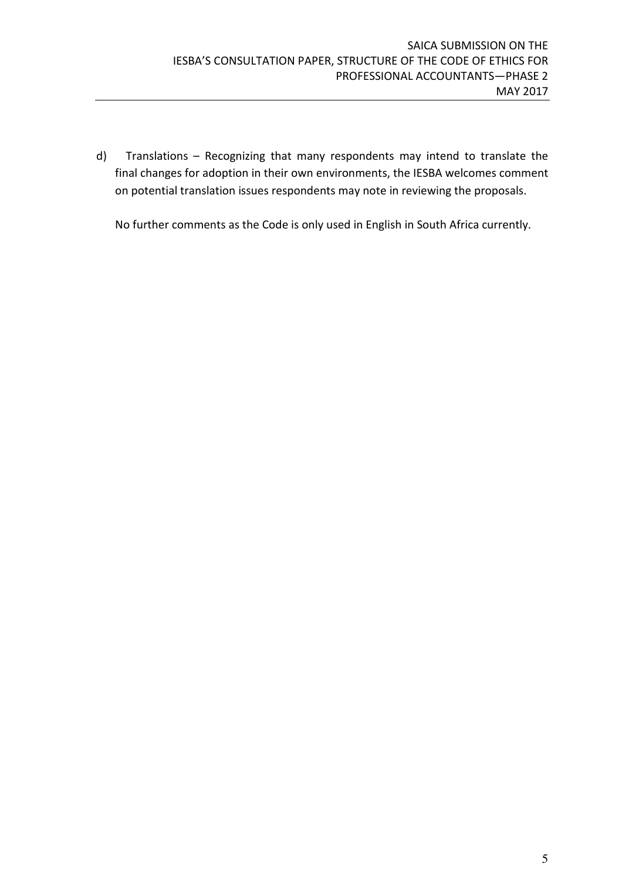d) Translations – Recognizing that many respondents may intend to translate the final changes for adoption in their own environments, the IESBA welcomes comment on potential translation issues respondents may note in reviewing the proposals.

No further comments as the Code is only used in English in South Africa currently.